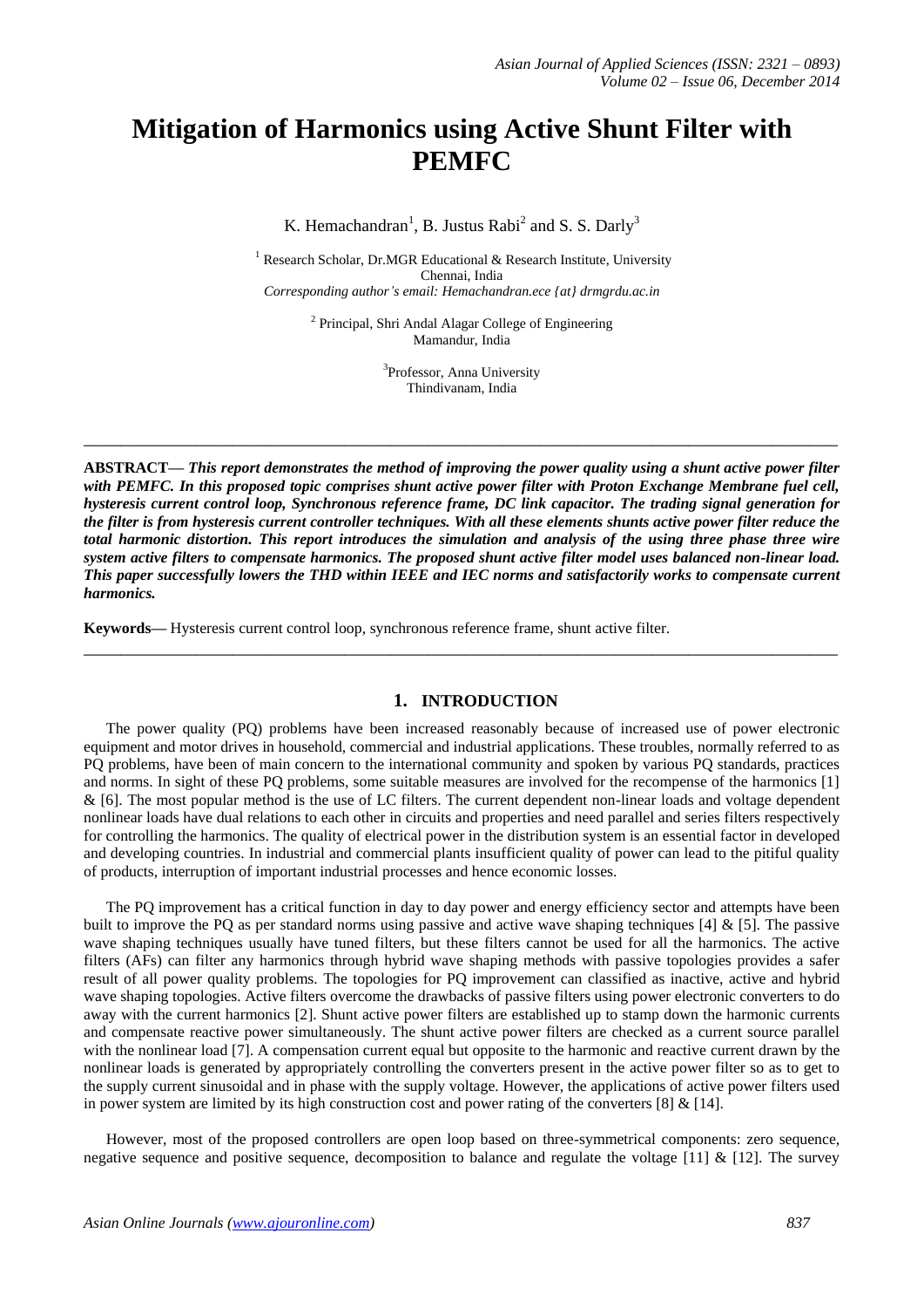# Mitigation of Harmonics using Active Shunt Filter with PEMFC

K. Hemachandran[1], B. Justus Rabi[2] and S. S. Darly[3]

[1] Research Scholar, Dr.MGR Educational & Research Institute, University Chennai, India
*Corresponding author's email: Hemachandran.ece {at} drmgrdu.ac.in*

[2] Principal, Shri Andal Alagar College of Engineering Mamandur, India

[3]Professor, Anna University Thindivanam, India

---

**ABSTRACT—** ***This report demonstrates the method of improving the power quality using a shunt active power filter with PEMFC. In this proposed topic comprises shunt active power filter with Proton Exchange Membrane fuel cell, hysteresis current control loop, Synchronous reference frame, DC link capacitor. The trading signal generation for the filter is from hysteresis current controller techniques. With all these elements shunts active power filter reduce the total harmonic distortion. This report introduces the simulation and analysis of the using three phase three wire system active filters to compensate harmonics. The proposed shunt active filter model uses balanced non-linear load. This paper successfully lowers the THD within IEEE and IEC norms and satisfactorily works to compensate current harmonics.***

**Keywords—** Hysteresis current control loop, synchronous reference frame, shunt active filter.

---

## 1. INTRODUCTION

The power quality (PQ) problems have been increased reasonably because of increased use of power electronic equipment and motor drives in household, commercial and industrial applications. These troubles, normally referred to as PQ problems, have been of main concern to the international community and spoken by various PQ standards, practices and norms. In sight of these PQ problems, some suitable measures are involved for the recompense of the harmonics [1] & [6]. The most popular method is the use of LC filters. The current dependent non-linear loads and voltage dependent nonlinear loads have dual relations to each other in circuits and properties and need parallel and series filters respectively for controlling the harmonics. The quality of electrical power in the distribution system is an essential factor in developed and developing countries. In industrial and commercial plants insufficient quality of power can lead to the pitiful quality of products, interruption of important industrial processes and hence economic losses.

The PQ improvement has a critical function in day to day power and energy efficiency sector and attempts have been built to improve the PQ as per standard norms using passive and active wave shaping techniques [4] & [5]. The passive wave shaping techniques usually have tuned filters, but these filters cannot be used for all the harmonics. The active filters (AFs) can filter any harmonics through hybrid wave shaping methods with passive topologies provides a safer result of all power quality problems. The topologies for PQ improvement can classified as inactive, active and hybrid wave shaping topologies. Active filters overcome the drawbacks of passive filters using power electronic converters to do away with the current harmonics [2]. Shunt active power filters are established up to stamp down the harmonic currents and compensate reactive power simultaneously. The shunt active power filters are checked as a current source parallel with the nonlinear load [7]. A compensation current equal but opposite to the harmonic and reactive current drawn by the nonlinear loads is generated by appropriately controlling the converters present in the active power filter so as to get to the supply current sinusoidal and in phase with the supply voltage. However, the applications of active power filters used in power system are limited by its high construction cost and power rating of the converters [8] & [14].

However, most of the proposed controllers are open loop based on three-symmetrical components: zero sequence, negative sequence and positive sequence, decomposition to balance and regulate the voltage [11] & [12]. The survey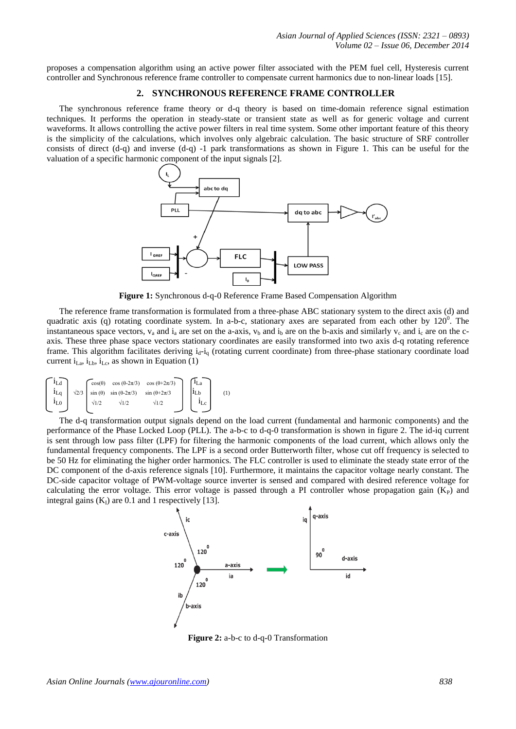proposes a compensation algorithm using an active power filter associated with the PEM fuel cell, Hysteresis current controller and Synchronous reference frame controller to compensate current harmonics due to non-linear loads [15].

## 2. SYNCHRONOUS REFERENCE FRAME CONTROLLER

The synchronous reference frame theory or d-q theory is based on time-domain reference signal estimation techniques. It performs the operation in steady-state or transient state as well as for generic voltage and current waveforms. It allows controlling the active power filters in real time system. Some other important feature of this theory is the simplicity of the calculations, which involves only algebraic calculation. The basic structure of SRF controller consists of direct (d-q) and inverse (d-q) -1 park transformations as shown in Figure 1. This can be useful for the valuation of a specific harmonic component of the input signals [2].

**Figure 1:** Synchronous d-q-0 Reference Frame Based Compensation Algorithm

The reference frame transformation is formulated from a three-phase ABC stationary system to the direct axis (d) and quadratic axis (q) rotating coordinate system. In a-b-c, stationary axes are separated from each other by $120^0$. The instantaneous space vectors, $v_a$ and $i_a$ are set on the a-axis, $v_b$ and $i_b$ are on the b-axis and similarly $v_c$ and $i_c$ are on the c-axis. These three phase space vectors stationary coordinates are easily transformed into two axis d-q rotating reference frame. This algorithm facilitates deriving $i_d$-$i_q$ (rotating current coordinate) from three-phase stationary coordinate load current $i_{La}$, $i_{Lb}$, $i_{Lc}$, as shown in Equation (1)

$$\begin{bmatrix} i_{Ld} \\ i_{Lq} \\ i_{L0} \end{bmatrix} \sqrt{2/3} \begin{bmatrix} \cos(\theta) & \cos(\theta-2\pi/3) & \cos(\theta+2\pi/3) \\ \sin(\theta) & \sin(\theta-2\pi/3) & \sin(\theta+2\pi/3) \\ \sqrt{1/2} & \sqrt{1/2} & \sqrt{1/2} \end{bmatrix} \begin{bmatrix} i_{La} \\ i_{Lb} \\ i_{Lc} \end{bmatrix} \quad (1)$$

The d-q transformation output signals depend on the load current (fundamental and harmonic components) and the performance of the Phase Locked Loop (PLL). The a-b-c to d-q-0 transformation is shown in figure 2. The id-iq current is sent through low pass filter (LPF) for filtering the harmonic components of the load current, which allows only the fundamental frequency components. The LPF is a second order Butterworth filter, whose cut off frequency is selected to be 50 Hz for eliminating the higher order harmonics. The FLC controller is used to eliminate the steady state error of the DC component of the d-axis reference signals [10]. Furthermore, it maintains the capacitor voltage nearly constant. The DC-side capacitor voltage of PWM-voltage source inverter is sensed and compared with desired reference voltage for calculating the error voltage. This error voltage is passed through a PI controller whose propagation gain ($K_P$) and integral gains ($K_I$) are 0.1 and 1 respectively [13].

**Figure 2:** a-b-c to d-q-0 Transformation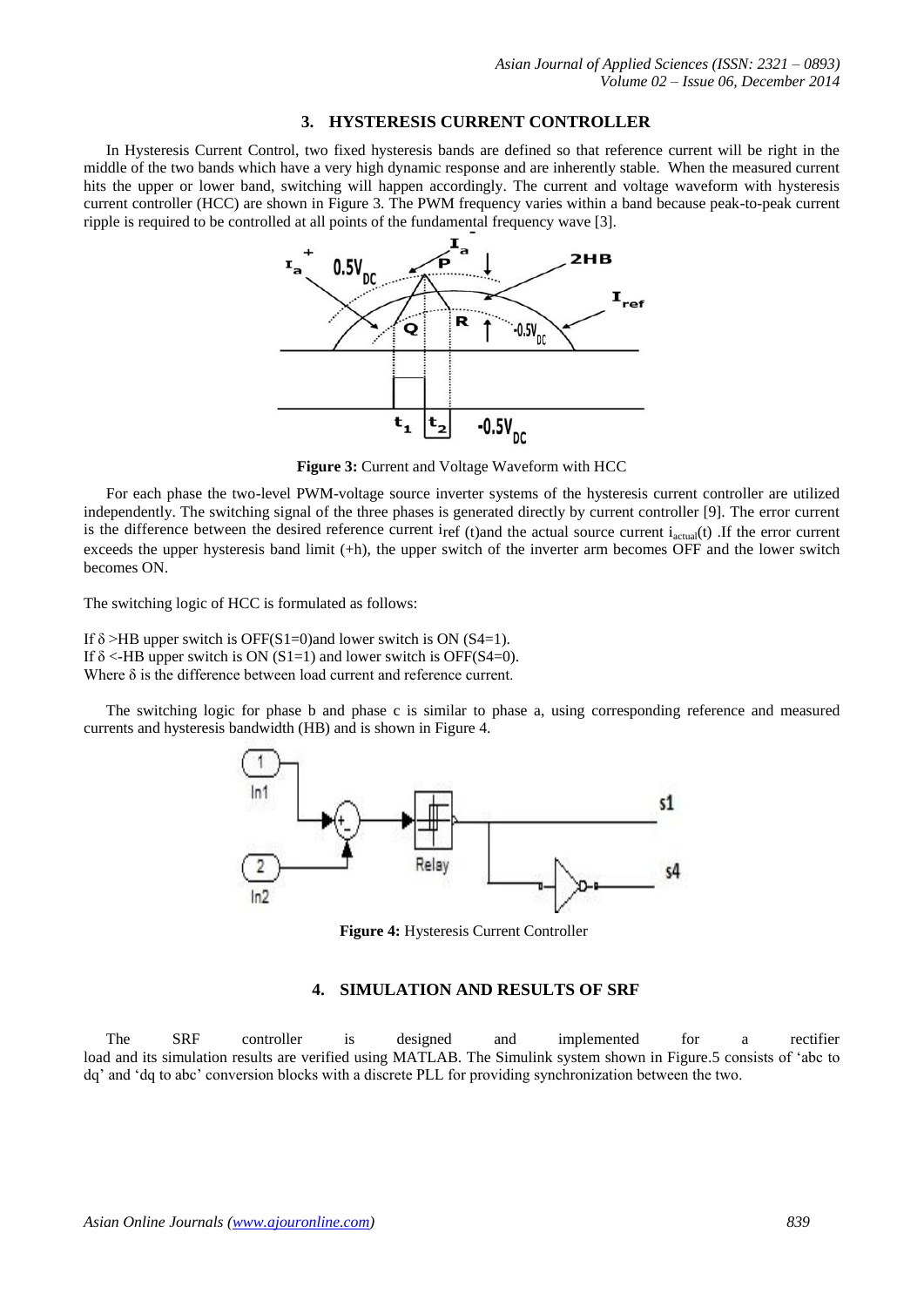## 3. HYSTERESIS CURRENT CONTROLLER

In Hysteresis Current Control, two fixed hysteresis bands are defined so that reference current will be right in the middle of the two bands which have a very high dynamic response and are inherently stable. When the measured current hits the upper or lower band, switching will happen accordingly. The current and voltage waveform with hysteresis current controller (HCC) are shown in Figure 3. The PWM frequency varies within a band because peak-to-peak current ripple is required to be controlled at all points of the fundamental frequency wave [3].

**Figure 3:** Current and Voltage Waveform with HCC

For each phase the two-level PWM-voltage source inverter systems of the hysteresis current controller are utilized independently. The switching signal of the three phases is generated directly by current controller [9]. The error current is the difference between the desired reference current $i_{ref}$ (t)and the actual source current $i_{actual}$(t) .If the error current exceeds the upper hysteresis band limit (+h), the upper switch of the inverter arm becomes OFF and the lower switch becomes ON.

The switching logic of HCC is formulated as follows:

If $\delta$ >HB upper switch is OFF(S1=0)and lower switch is ON (S4=1).  
If $\delta$ <-HB upper switch is ON (S1=1) and lower switch is OFF(S4=0).  
Where $\delta$ is the difference between load current and reference current.

The switching logic for phase b and phase c is similar to phase a, using corresponding reference and measured currents and hysteresis bandwidth (HB) and is shown in Figure 4.

**Figure 4:** Hysteresis Current Controller

## 4. SIMULATION AND RESULTS OF SRF

The SRF controller is designed and implemented for a rectifier load and its simulation results are verified using MATLAB. The Simulink system shown in Figure.5 consists of 'abc to dq' and 'dq to abc' conversion blocks with a discrete PLL for providing synchronization between the two.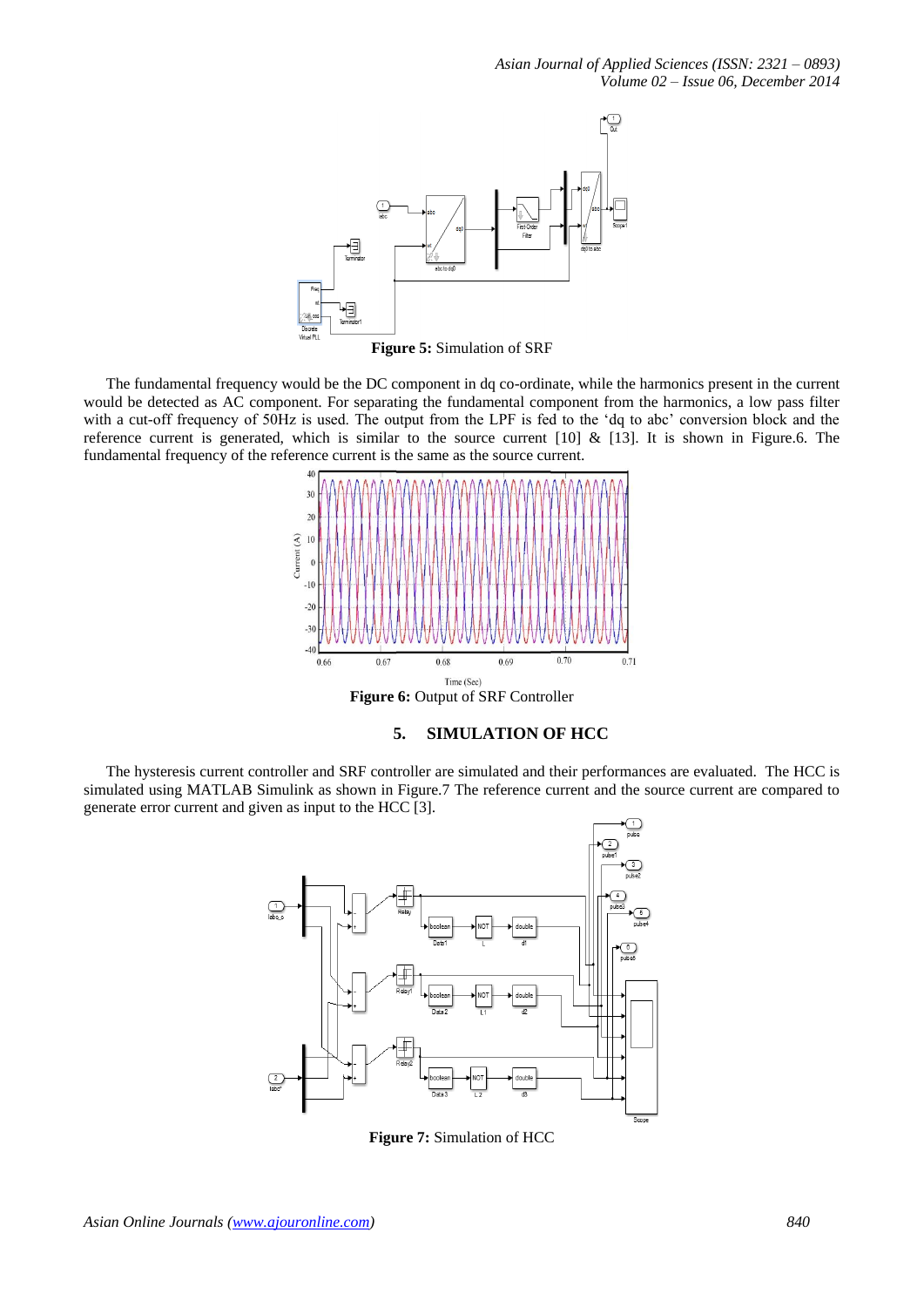**Figure 5:** Simulation of SRF

The fundamental frequency would be the DC component in dq co-ordinate, while the harmonics present in the current would be detected as AC component. For separating the fundamental component from the harmonics, a low pass filter with a cut-off frequency of 50Hz is used. The output from the LPF is fed to the 'dq to abc' conversion block and the reference current is generated, which is similar to the source current [10] & [13]. It is shown in Figure.6. The fundamental frequency of the reference current is the same as the source current.

**Figure 6:** Output of SRF Controller

## 5. SIMULATION OF HCC

The hysteresis current controller and SRF controller are simulated and their performances are evaluated. The HCC is simulated using MATLAB Simulink as shown in Figure.7 The reference current and the source current are compared to generate error current and given as input to the HCC [3].

**Figure 7:** Simulation of HCC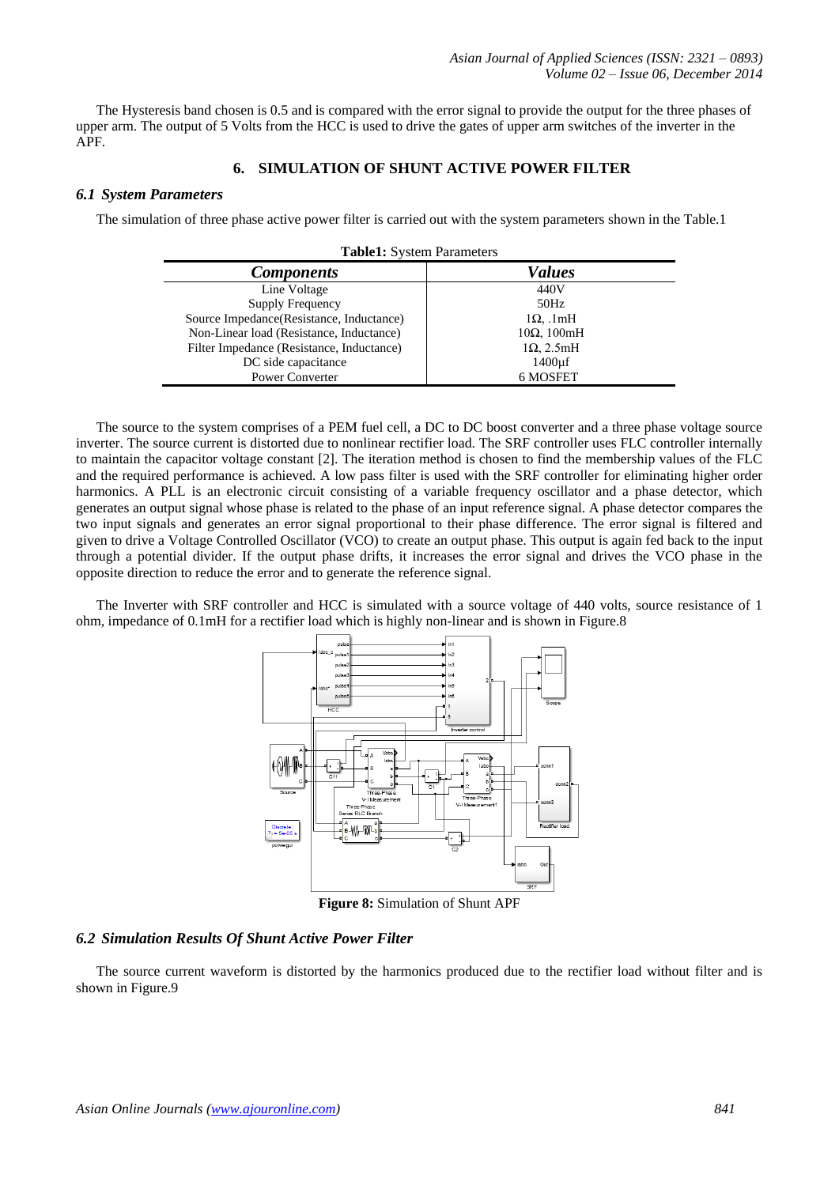The Hysteresis band chosen is 0.5 and is compared with the error signal to provide the output for the three phases of upper arm. The output of 5 Volts from the HCC is used to drive the gates of upper arm switches of the inverter in the APF.

## 6. SIMULATION OF SHUNT ACTIVE POWER FILTER

### *6.1 System Parameters*

The simulation of three phase active power filter is carried out with the system parameters shown in the Table.1

**Table1:** System Parameters

| *Components* | *Values* |
|---|---|
| Line Voltage | 440V |
| Supply Frequency | 50Hz |
| Source Impedance(Resistance, Inductance) | 1Ω, .1mH |
| Non-Linear load (Resistance, Inductance) | 10Ω, 100mH |
| Filter Impedance (Resistance, Inductance) | 1Ω, 2.5mH |
| DC side capacitance | 1400µf |
| Power Converter | 6 MOSFET |

The source to the system comprises of a PEM fuel cell, a DC to DC boost converter and a three phase voltage source inverter. The source current is distorted due to nonlinear rectifier load. The SRF controller uses FLC controller internally to maintain the capacitor voltage constant [2]. The iteration method is chosen to find the membership values of the FLC and the required performance is achieved. A low pass filter is used with the SRF controller for eliminating higher order harmonics. A PLL is an electronic circuit consisting of a variable frequency oscillator and a phase detector, which generates an output signal whose phase is related to the phase of an input reference signal. A phase detector compares the two input signals and generates an error signal proportional to their phase difference. The error signal is filtered and given to drive a Voltage Controlled Oscillator (VCO) to create an output phase. This output is again fed back to the input through a potential divider. If the output phase drifts, it increases the error signal and drives the VCO phase in the opposite direction to reduce the error and to generate the reference signal.

The Inverter with SRF controller and HCC is simulated with a source voltage of 440 volts, source resistance of 1 ohm, impedance of 0.1mH for a rectifier load which is highly non-linear and is shown in Figure.8

**Figure 8:** Simulation of Shunt APF

### *6.2 Simulation Results Of Shunt Active Power Filter*

The source current waveform is distorted by the harmonics produced due to the rectifier load without filter and is shown in Figure.9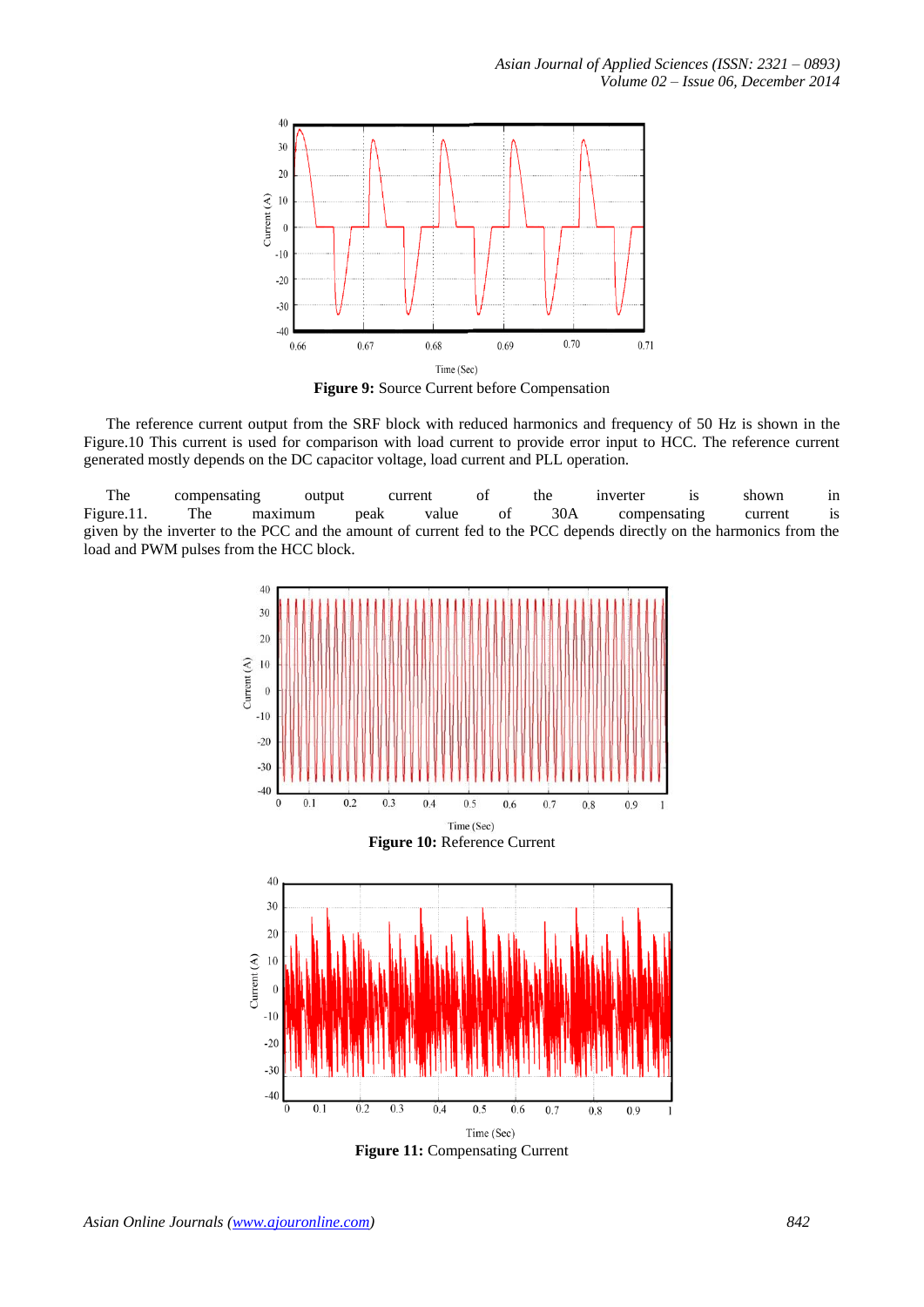Figure 9: **Figure 9:** Source Current before Compensation

The reference current output from the SRF block with reduced harmonics and frequency of 50 Hz is shown in the Figure.10 This current is used for comparison with load current to provide error input to HCC. The reference current generated mostly depends on the DC capacitor voltage, load current and PLL operation.

The compensating output current of the inverter is shown in Figure.11. The maximum peak value of 30A compensating current is given by the inverter to the PCC and the amount of current fed to the PCC depends directly on the harmonics from the load and PWM pulses from the HCC block.

**Figure 10:** Reference Current

**Figure 11:** Compensating Current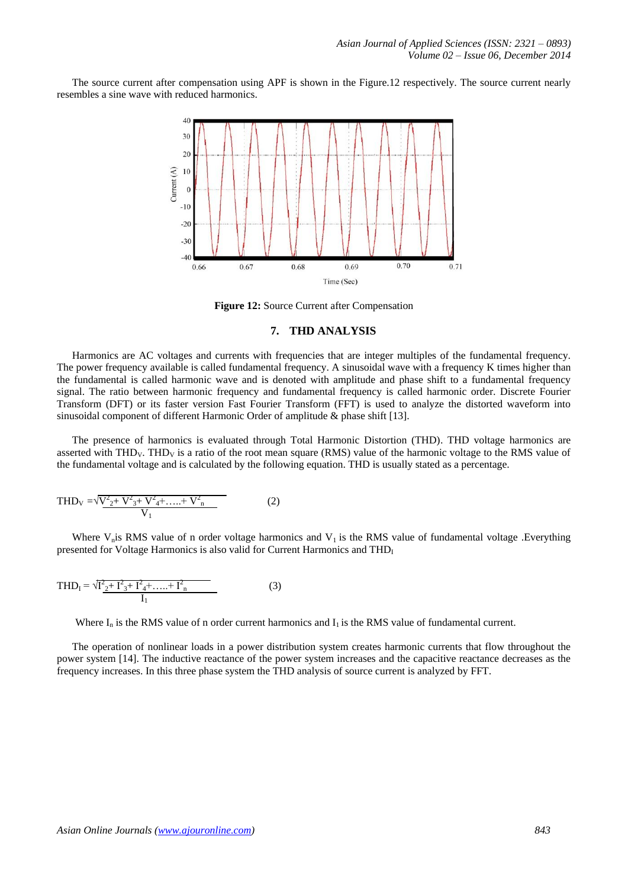The source current after compensation using APF is shown in the Figure.12 respectively. The source current nearly resembles a sine wave with reduced harmonics.

**Figure 12:** Source Current after Compensation

## 7. THD ANALYSIS

Harmonics are AC voltages and currents with frequencies that are integer multiples of the fundamental frequency. The power frequency available is called fundamental frequency. A sinusoidal wave with a frequency K times higher than the fundamental is called harmonic wave and is denoted with amplitude and phase shift to a fundamental frequency signal. The ratio between harmonic frequency and fundamental frequency is called harmonic order. Discrete Fourier Transform (DFT) or its faster version Fast Fourier Transform (FFT) is used to analyze the distorted waveform into sinusoidal component of different Harmonic Order of amplitude & phase shift [13].

The presence of harmonics is evaluated through Total Harmonic Distortion (THD). THD voltage harmonics are asserted with $THD_V$. $THD_V$ is a ratio of the root mean square (RMS) value of the harmonic voltage to the RMS value of the fundamental voltage and is calculated by the following equation. THD is usually stated as a percentage.

$$THD_V = \frac{\sqrt{V_2^2 + V_3^2 + V_4^2 + \ldots + V_n^2}}{V_1} \qquad (2)$$

Where $V_n$ is RMS value of n order voltage harmonics and $V_1$ is the RMS value of fundamental voltage .Everything presented for Voltage Harmonics is also valid for Current Harmonics and $THD_I$

$$THD_I = \frac{\sqrt{I_2^2 + I_3^2 + I_4^2 + \ldots + I_n^2}}{I_1} \qquad (3)$$

Where $I_n$ is the RMS value of n order current harmonics and $I_1$ is the RMS value of fundamental current.

The operation of nonlinear loads in a power distribution system creates harmonic currents that flow throughout the power system [14]. The inductive reactance of the power system increases and the capacitive reactance decreases as the frequency increases. In this three phase system the THD analysis of source current is analyzed by FFT.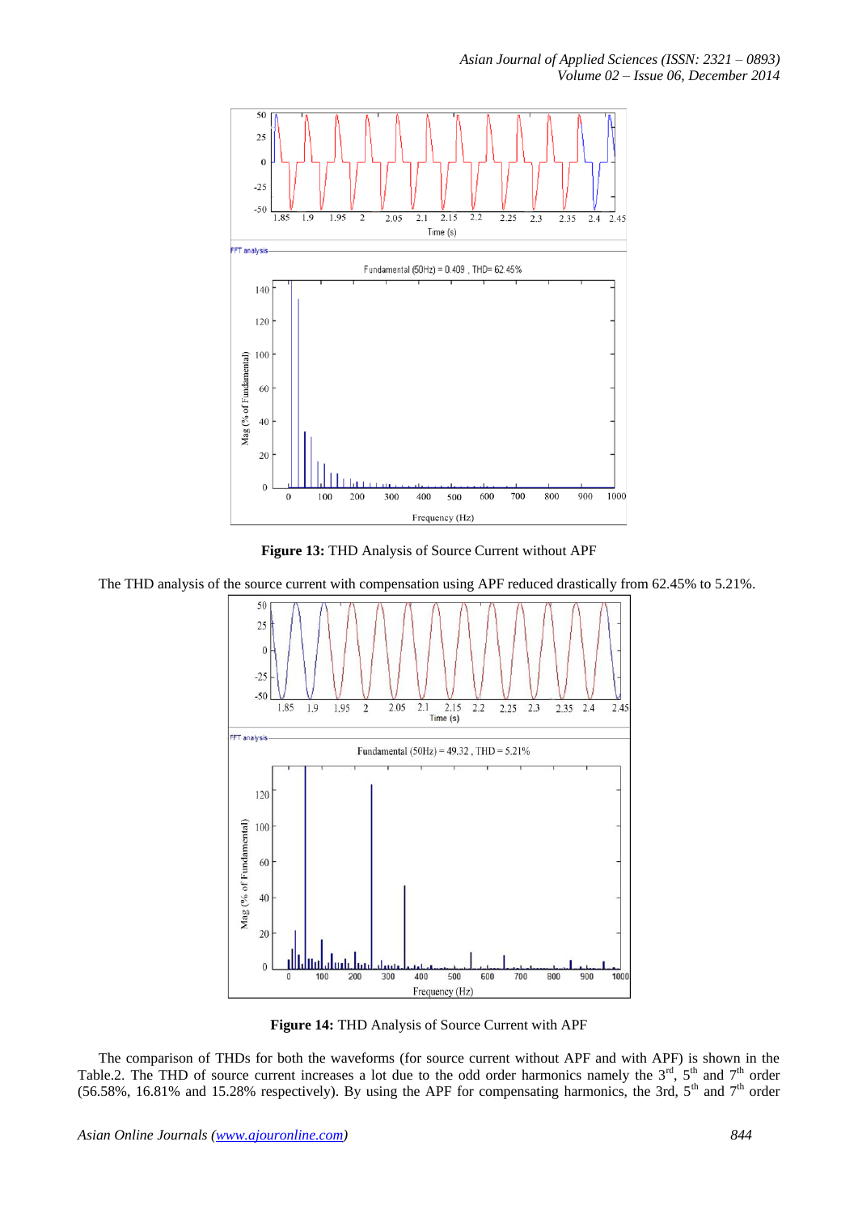**Figure 13:** THD Analysis of Source Current without APF

The THD analysis of the source current with compensation using APF reduced drastically from 62.45% to 5.21%.

**Figure 14:** THD Analysis of Source Current with APF

The comparison of THDs for both the waveforms (for source current without APF and with APF) is shown in the Table.2. The THD of source current increases a lot due to the odd order harmonics namely the 3[rd], 5[th] and 7[th] order (56.58%, 16.81% and 15.28% respectively). By using the APF for compensating harmonics, the 3rd, 5[th] and 7[th] order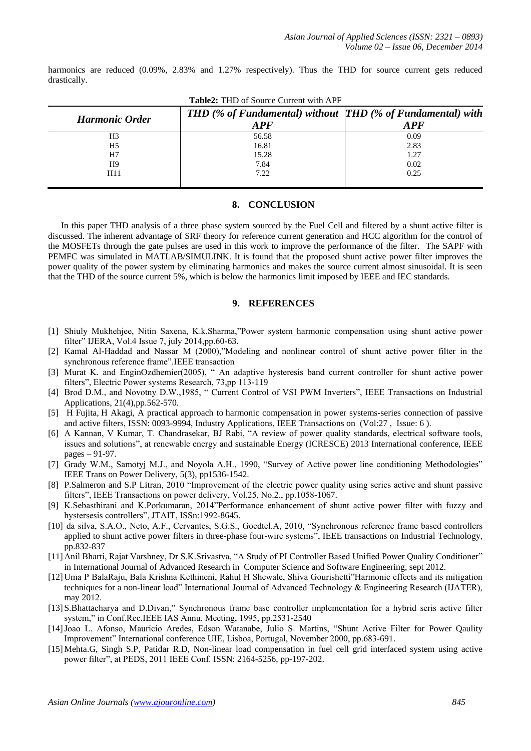harmonics are reduced (0.09%, 2.83% and 1.27% respectively). Thus the THD for source current gets reduced drastically.

**Table2:** THD of Source Current with APF

| *Harmonic Order* | *THD (% of Fundamental) without APF* | *THD (% of Fundamental) with APF* |
|---|---|---|
| H3 | 56.58 | 0.09 |
| H5 | 16.81 | 2.83 |
| H7 | 15.28 | 1.27 |
| H9 | 7.84 | 0.02 |
| H11 | 7.22 | 0.25 |

## 8. CONCLUSION

In this paper THD analysis of a three phase system sourced by the Fuel Cell and filtered by a shunt active filter is discussed. The inherent advantage of SRF theory for reference current generation and HCC algorithm for the control of the MOSFETs through the gate pulses are used in this work to improve the performance of the filter. The SAPF with PEMFC was simulated in MATLAB/SIMULINK. It is found that the proposed shunt active power filter improves the power quality of the power system by eliminating harmonics and makes the source current almost sinusoidal. It is seen that the THD of the source current 5%, which is below the harmonics limit imposed by IEEE and IEC standards.

## 9. REFERENCES

[1] Shiuly Mukhehjee, Nitin Saxena, K.k.Sharma,"Power system harmonic compensation using shunt active power filter" IJERA, Vol.4 Issue 7, july 2014,pp.60-63.

[2] Kamal Al-Haddad and Nassar M (2000),"Modeling and nonlinear control of shunt active power filter in the synchronous reference frame".IEEE transaction

[3] Murat K. and EnginOzdhemier(2005), " An adaptive hysteresis band current controller for shunt active power filters", Electric Power systems Research, 73,pp 113-119

[4] Brod D.M., and Novotny D.W.,1985, " Current Control of VSI PWM Inverters", IEEE Transactions on Industrial Applications, 21(4),pp.562-570.

[5] H Fujita, H Akagi, A practical approach to harmonic compensation in power systems-series connection of passive and active filters, ISSN: 0093-9994, Industry Applications, IEEE Transactions on (Vol:27 , Issue: 6 ).

[6] A Kannan, V Kumar, T. Chandrasekar, BJ Rabi, "A review of power quality standards, electrical software tools, issues and solutions", at renewable energy and sustainable Energy (ICRESCE) 2013 International conference, IEEE pages – 91-97.

[7] Grady W.M., Samotyj M.J., and Noyola A.H., 1990, "Survey of Active power line conditioning Methodologies" IEEE Trans on Power Delivery, 5(3), pp1536-1542.

[8] P.Salmeron and S.P Litran, 2010 "Improvement of the electric power quality using series active and shunt passive filters", IEEE Transactions on power delivery, Vol.25, No.2., pp.1058-1067.

[9] K.Sebasthirani and K.Porkumaran, 2014"Performance enhancement of shunt active power filter with fuzzy and hystersesis controllers", JTAIT, ISSn:1992-8645.

[10] da silva, S.A.O., Neto, A.F., Cervantes, S.G.S., Goedtel.A, 2010, "Synchronous reference frame based controllers applied to shunt active power filters in three-phase four-wire systems", IEEE transactions on Industrial Technology, pp.832-837

[11] Anil Bharti, Rajat Varshney, Dr S.K.Srivastva, "A Study of PI Controller Based Unified Power Quality Conditioner" in International Journal of Advanced Research in Computer Science and Software Engineering, sept 2012.

[12] Uma P BalaRaju, Bala Krishna Kethineni, Rahul H Shewale, Shiva Gourishetti"Harmonic effects and its mitigation techniques for a non-linear load" International Journal of Advanced Technology & Engineering Research (IJATER), may 2012.

[13] S.Bhattacharya and D.Divan," Synchronous frame base controller implementation for a hybrid seris active filter system," in Conf.Rec.IEEE IAS Annu. Meeting, 1995, pp.2531-2540

[14] Joao L. Afonso, Mauricio Aredes, Edson Watanabe, Julio S. Martins, "Shunt Active Filter for Power Qaulity Improvement" International conference UIE, Lisboa, Portugal, November 2000, pp.683-691.

[15] Mehta.G, Singh S.P, Patidar R.D, Non-linear load compensation in fuel cell grid interfaced system using active power filter", at PEDS, 2011 IEEE Conf. ISSN: 2164-5256, pp-197-202.